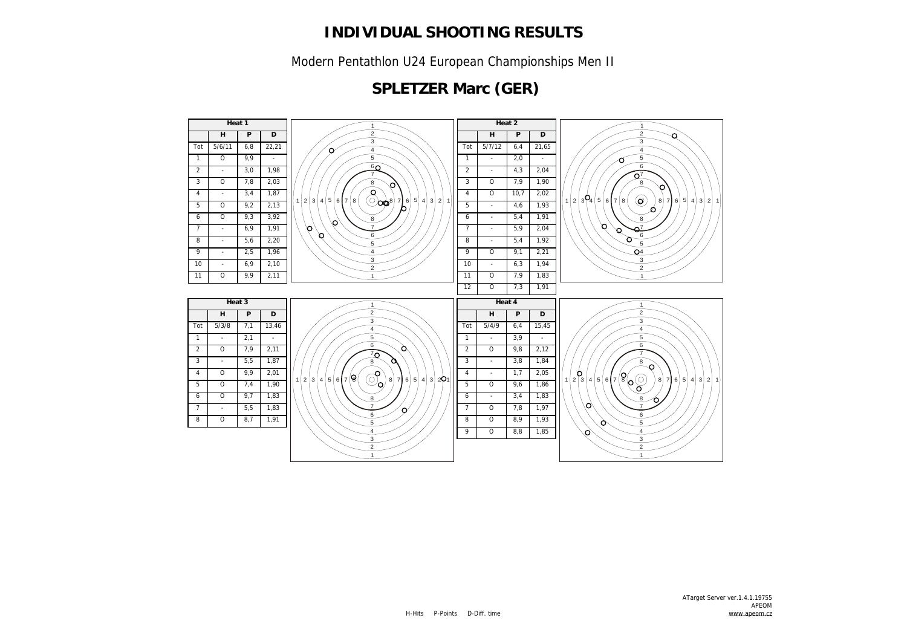# INDIVIDUAL SHOOTING RESULTS

Modern Pentathlon U24 European Championships Men II

## SPLETZER Marc (GER)

| Heat 1 | | | |
|---|---|---|---|
| | H | P | D |
| Tot | 5/6/11 | 6,8 | 22,21 |
| 1 | O | 9,9 | - |
| 2 | - | 3,0 | 1,98 |
| 3 | O | 7,8 | 2,03 |
| 4 | - | 3,4 | 1,87 |
| 5 | O | 9,2 | 2,13 |
| 6 | O | 9,3 | 3,92 |
| 7 | - | 6,9 | 1,91 |
| 8 | - | 5,6 | 2,20 |
| 9 | - | 2,5 | 1,96 |
| 10 | - | 6,9 | 2,10 |
| 11 | O | 9,9 | 2,11 |

| Heat 2 | | | |
|---|---|---|---|
| | H | P | D |
| Tot | 5/7/12 | 6,4 | 21,65 |
| 1 | - | 2,0 | - |
| 2 | - | 4,3 | 2,04 |
| 3 | O | 7,9 | 1,90 |
| 4 | O | 10,7 | 2,02 |
| 5 | - | 4,6 | 1,93 |
| 6 | - | 5,4 | 1,91 |
| 7 | - | 5,9 | 2,04 |
| 8 | - | 5,4 | 1,92 |
| 9 | O | 9,1 | 2,21 |
| 10 | - | 6,3 | 1,94 |
| 11 | O | 7,9 | 1,83 |
| 12 | O | 7,3 | 1,91 |

| Heat 3 | | | |
|---|---|---|---|
| | H | P | D |
| Tot | 5/3/8 | 7,1 | 13,46 |
| 1 | - | 2,1 | - |
| 2 | O | 7,9 | 2,11 |
| 3 | - | 5,5 | 1,87 |
| 4 | O | 9,9 | 2,01 |
| 5 | O | 7,4 | 1,90 |
| 6 | O | 9,7 | 1,83 |
| 7 | - | 5,5 | 1,83 |
| 8 | O | 8,7 | 1,91 |

| Heat 4 | | | |
|---|---|---|---|
| | H | P | D |
| Tot | 5/4/9 | 6,4 | 15,45 |
| 1 | - | 3,9 | - |
| 2 | O | 9,8 | 2,12 |
| 3 | - | 3,8 | 1,84 |
| 4 | - | 1,7 | 2,05 |
| 5 | O | 9,6 | 1,86 |
| 6 | - | 3,4 | 1,83 |
| 7 | O | 7,8 | 1,97 |
| 8 | O | 8,9 | 1,93 |
| 9 | O | 8,8 | 1,85 |

H-Hits P-Points D-Diff. time

ATarget Server ver.1.4.1.19755
APEOM
www.apeom.cz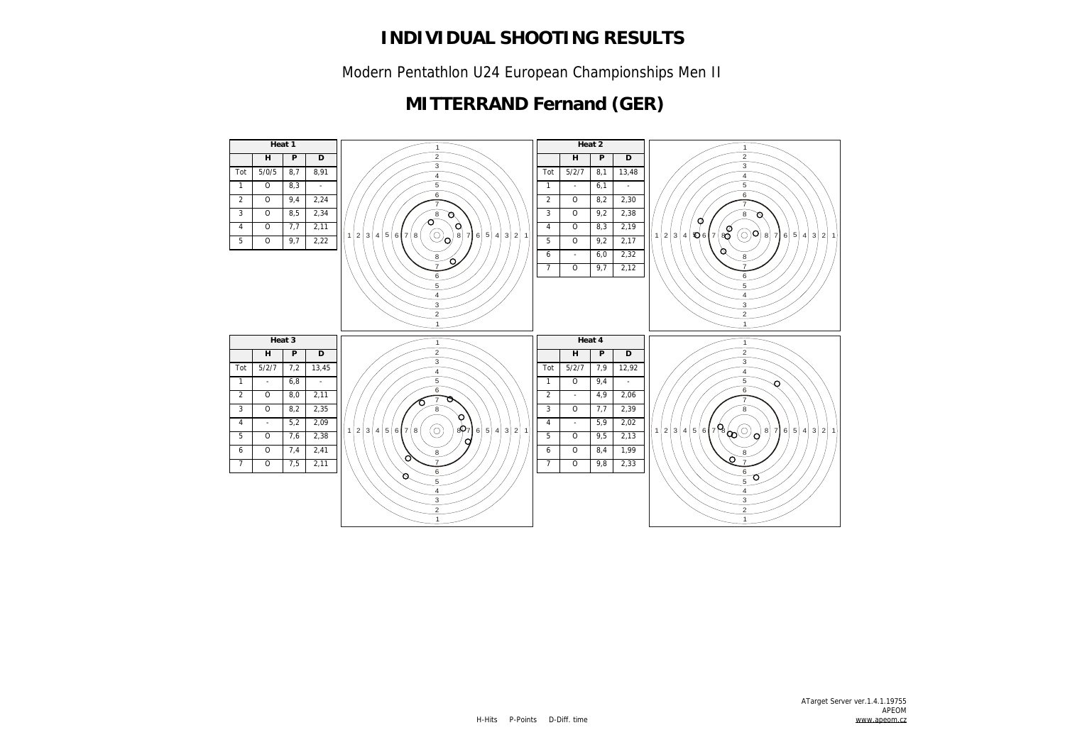# INDIVIDUAL SHOOTING RESULTS

Modern Pentathlon U24 European Championships Men II

## MITTERRAND Fernand (GER)

**Heat 1**

| | H | P | D |
|---|---|---|---|
| Tot | 5/0/5 | 8,7 | 8,91 |
| 1 | O | 8,3 | - |
| 2 | O | 9,4 | 2,24 |
| 3 | O | 8,5 | 2,34 |
| 4 | O | 7,7 | 2,11 |
| 5 | O | 9,7 | 2,22 |

**Heat 2**

| | H | P | D |
|---|---|---|---|
| Tot | 5/2/7 | 8,1 | 13,48 |
| 1 | - | 6,1 | - |
| 2 | O | 8,2 | 2,30 |
| 3 | O | 9,2 | 2,38 |
| 4 | O | 8,3 | 2,19 |
| 5 | O | 9,2 | 2,17 |
| 6 | - | 6,0 | 2,32 |
| 7 | O | 9,7 | 2,12 |

**Heat 3**

| | H | P | D |
|---|---|---|---|
| Tot | 5/2/7 | 7,2 | 13,45 |
| 1 | - | 6,8 | - |
| 2 | O | 8,0 | 2,11 |
| 3 | O | 8,2 | 2,35 |
| 4 | - | 5,2 | 2,09 |
| 5 | O | 7,6 | 2,38 |
| 6 | O | 7,4 | 2,41 |
| 7 | O | 7,5 | 2,11 |

**Heat 4**

| | H | P | D |
|---|---|---|---|
| Tot | 5/2/7 | 7,9 | 12,92 |
| 1 | O | 9,4 | - |
| 2 | - | 4,9 | 2,06 |
| 3 | O | 7,7 | 2,39 |
| 4 | - | 5,9 | 2,02 |
| 5 | O | 9,5 | 2,13 |
| 6 | O | 8,4 | 1,99 |
| 7 | O | 9,8 | 2,33 |

H-Hits P-Points D-Diff. time

ATarget Server ver.1.4.1.19755
APEOM
www.apeom.cz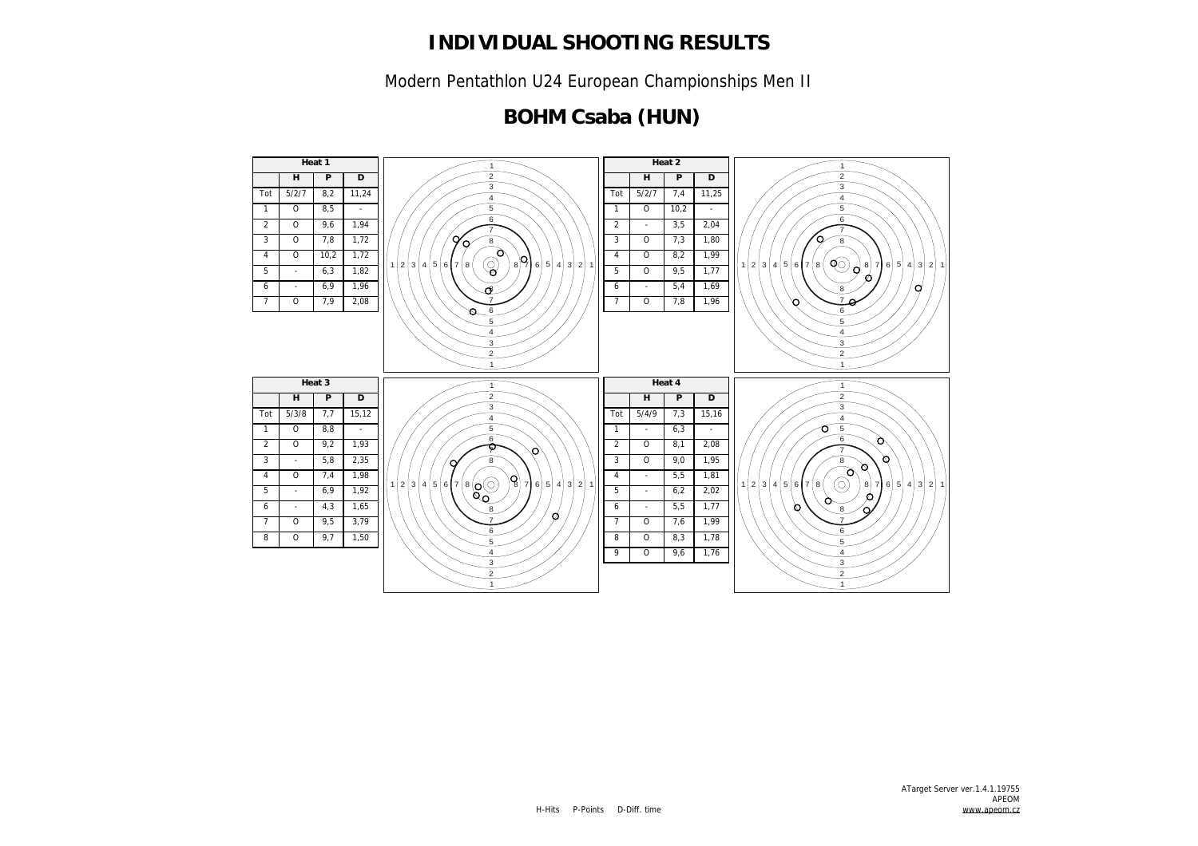# INDIVIDUAL SHOOTING RESULTS

Modern Pentathlon U24 European Championships Men II

## BOHM Csaba (HUN)

| Heat 1 | | | |
|---|---|---|---|
| | H | P | D |
| Tot | 5/2/7 | 8,2 | 11,24 |
| 1 | O | 8,5 | - |
| 2 | O | 9,6 | 1,94 |
| 3 | O | 7,8 | 1,72 |
| 4 | O | 10,2 | 1,72 |
| 5 | - | 6,3 | 1,82 |
| 6 | - | 6,9 | 1,96 |
| 7 | O | 7,9 | 2,08 |

| Heat 2 | | | |
|---|---|---|---|
| | H | P | D |
| Tot | 5/2/7 | 7,4 | 11,25 |
| 1 | O | 10,2 | - |
| 2 | - | 3,5 | 2,04 |
| 3 | O | 7,3 | 1,80 |
| 4 | O | 8,2 | 1,99 |
| 5 | O | 9,5 | 1,77 |
| 6 | - | 5,4 | 1,69 |
| 7 | O | 7,8 | 1,96 |

| Heat 3 | | | |
|---|---|---|---|
| | H | P | D |
| Tot | 5/3/8 | 7,7 | 15,12 |
| 1 | O | 8,8 | - |
| 2 | O | 9,2 | 1,93 |
| 3 | - | 5,8 | 2,35 |
| 4 | O | 7,4 | 1,98 |
| 5 | - | 6,9 | 1,92 |
| 6 | - | 4,3 | 1,65 |
| 7 | O | 9,5 | 3,79 |
| 8 | O | 9,7 | 1,50 |

| Heat 4 | | | |
|---|---|---|---|
| | H | P | D |
| Tot | 5/4/9 | 7,3 | 15,16 |
| 1 | - | 6,3 | - |
| 2 | O | 8,1 | 2,08 |
| 3 | O | 9,0 | 1,95 |
| 4 | - | 5,5 | 1,81 |
| 5 | - | 6,2 | 2,02 |
| 6 | - | 5,5 | 1,77 |
| 7 | O | 7,6 | 1,99 |
| 8 | O | 8,3 | 1,78 |
| 9 | O | 9,6 | 1,76 |

H-Hits P-Points D-Diff. time

ATarget Server ver.1.4.1.19755
APEOM
www.apeom.cz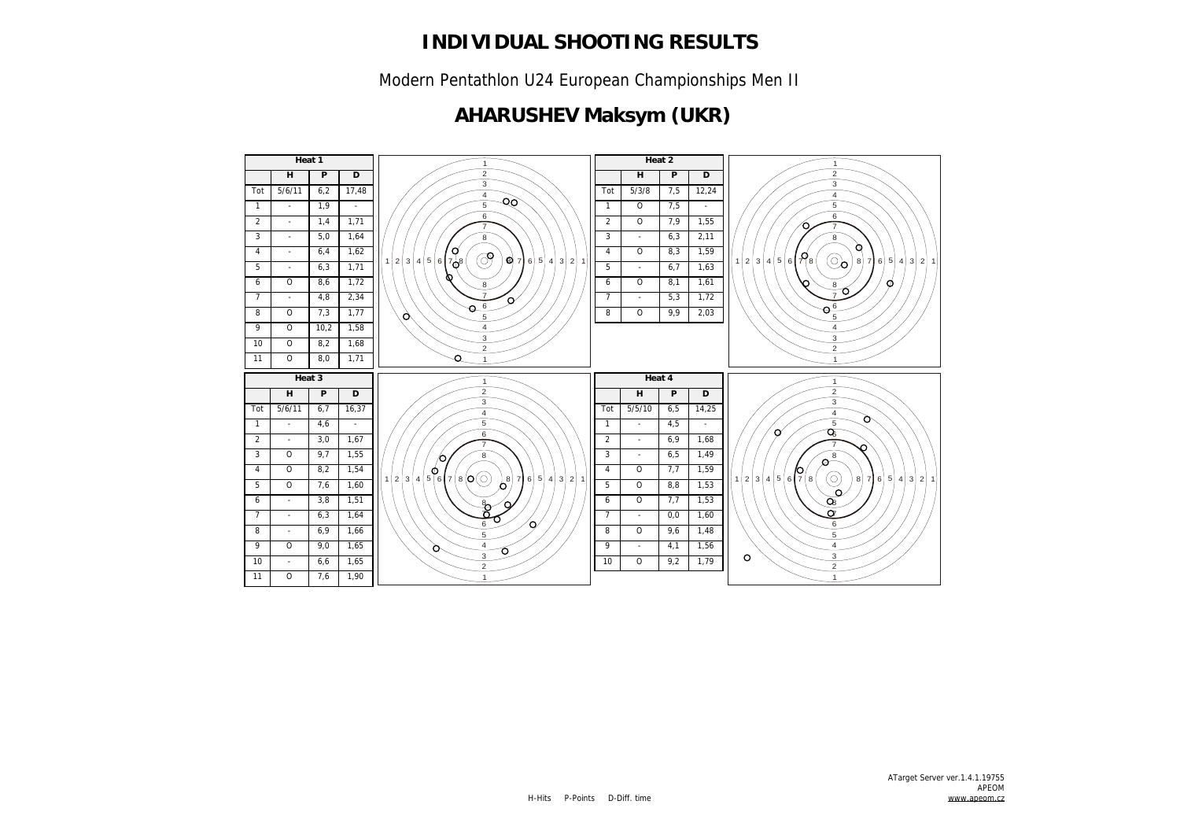# INDIVIDUAL SHOOTING RESULTS

Modern Pentathlon U24 European Championships Men II

## AHARUSHEV Maksym (UKR)

**Heat 1**

| | H | P | D |
|---|---|---|---|
| Tot | 5/6/11 | 6,2 | 17,48 |
| 1 | - | 1,9 | - |
| 2 | - | 1,4 | 1,71 |
| 3 | - | 5,0 | 1,64 |
| 4 | - | 6,4 | 1,62 |
| 5 | - | 6,3 | 1,71 |
| 6 | O | 8,6 | 1,72 |
| 7 | - | 4,8 | 2,34 |
| 8 | O | 7,3 | 1,77 |
| 9 | O | 10,2 | 1,58 |
| 10 | O | 8,2 | 1,68 |
| 11 | O | 8,0 | 1,71 |

**Heat 2**

| | H | P | D |
|---|---|---|---|
| Tot | 5/3/8 | 7,5 | 12,24 |
| 1 | O | 7,5 | - |
| 2 | O | 7,9 | 1,55 |
| 3 | - | 6,3 | 2,11 |
| 4 | O | 8,3 | 1,59 |
| 5 | - | 6,7 | 1,63 |
| 6 | O | 8,1 | 1,61 |
| 7 | - | 5,3 | 1,72 |
| 8 | O | 9,9 | 2,03 |

**Heat 3**

| | H | P | D |
|---|---|---|---|
| Tot | 5/6/11 | 6,7 | 16,37 |
| 1 | - | 4,6 | - |
| 2 | - | 3,0 | 1,67 |
| 3 | O | 9,7 | 1,55 |
| 4 | O | 8,2 | 1,54 |
| 5 | O | 7,6 | 1,60 |
| 6 | - | 3,8 | 1,51 |
| 7 | - | 6,3 | 1,64 |
| 8 | - | 6,9 | 1,66 |
| 9 | O | 9,0 | 1,65 |
| 10 | - | 6,6 | 1,65 |
| 11 | O | 7,6 | 1,90 |

**Heat 4**

| | H | P | D |
|---|---|---|---|
| Tot | 5/5/10 | 6,5 | 14,25 |
| 1 | - | 4,5 | - |
| 2 | - | 6,9 | 1,68 |
| 3 | - | 6,5 | 1,49 |
| 4 | O | 7,7 | 1,59 |
| 5 | O | 8,8 | 1,53 |
| 6 | O | 7,7 | 1,53 |
| 7 | - | 0,0 | 1,60 |
| 8 | O | 9,6 | 1,48 |
| 9 | - | 4,1 | 1,56 |
| 10 | O | 9,2 | 1,79 |

H-Hits P-Points D-Diff. time

ATarget Server ver.1.4.1.19755
APEOM
www.apeom.cz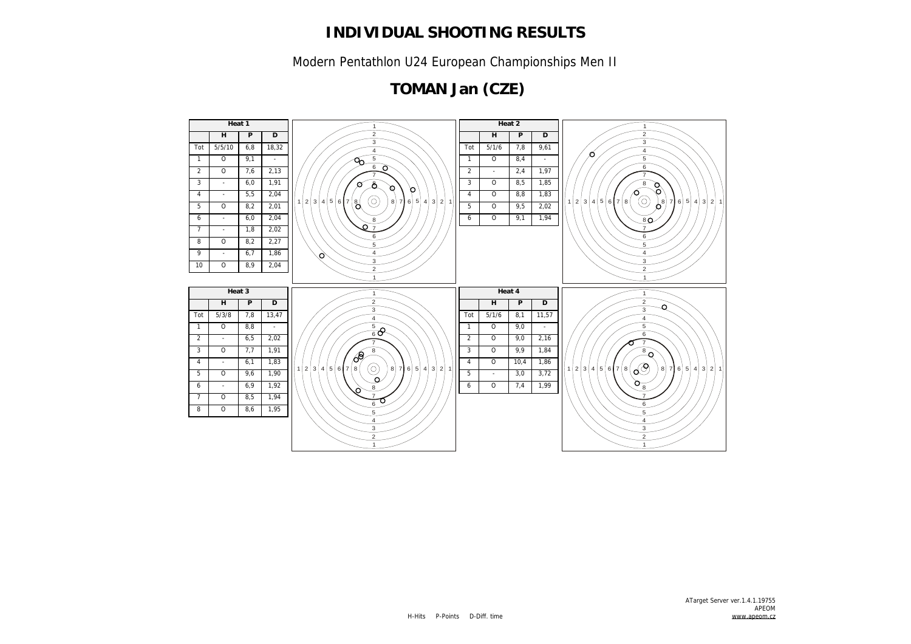# INDIVIDUAL SHOOTING RESULTS

Modern Pentathlon U24 European Championships Men II

## TOMAN Jan (CZE)

| Heat 1 | | | |
|---|---|---|---|
| | H | P | D |
| Tot | 5/5/10 | 6,8 | 18,32 |
| 1 | O | 9,1 | - |
| 2 | O | 7,6 | 2,13 |
| 3 | - | 6,0 | 1,91 |
| 4 | - | 5,5 | 2,04 |
| 5 | O | 8,2 | 2,01 |
| 6 | - | 6,0 | 2,04 |
| 7 | - | 1,8 | 2,02 |
| 8 | O | 8,2 | 2,27 |
| 9 | - | 6,7 | 1,86 |
| 10 | O | 8,9 | 2,04 |

| Heat 2 | | | |
|---|---|---|---|
| | H | P | D |
| Tot | 5/1/6 | 7,8 | 9,61 |
| 1 | O | 8,4 | - |
| 2 | - | 2,4 | 1,97 |
| 3 | O | 8,5 | 1,85 |
| 4 | O | 8,8 | 1,83 |
| 5 | O | 9,5 | 2,02 |
| 6 | O | 9,1 | 1,94 |

| Heat 3 | | | |
|---|---|---|---|
| | H | P | D |
| Tot | 5/3/8 | 7,8 | 13,47 |
| 1 | O | 8,8 | - |
| 2 | - | 6,5 | 2,02 |
| 3 | O | 7,7 | 1,91 |
| 4 | - | 6,1 | 1,83 |
| 5 | O | 9,6 | 1,90 |
| 6 | - | 6,9 | 1,92 |
| 7 | O | 8,5 | 1,94 |
| 8 | O | 8,6 | 1,95 |

| Heat 4 | | | |
|---|---|---|---|
| | H | P | D |
| Tot | 5/1/6 | 8,1 | 11,57 |
| 1 | O | 9,0 | - |
| 2 | O | 9,0 | 2,16 |
| 3 | O | 9,9 | 1,84 |
| 4 | O | 10,4 | 1,86 |
| 5 | - | 3,0 | 3,72 |
| 6 | O | 7,4 | 1,99 |

H-Hits P-Points D-Diff. time

ATarget Server ver.1.4.1.19755
APEOM
www.apeom.cz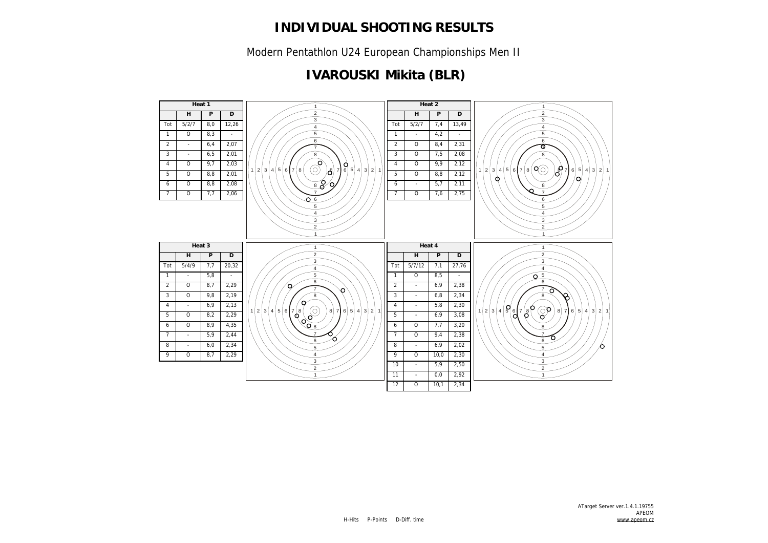# INDIVIDUAL SHOOTING RESULTS

Modern Pentathlon U24 European Championships Men II

## IVAROUSKI Mikita (BLR)

| Heat 1 | | | |
|---|---|---|---|
| | H | P | D |
| Tot | 5/2/7 | 8,0 | 12,26 |
| 1 | O | 8,3 | - |
| 2 | - | 6,4 | 2,07 |
| 3 | - | 6,5 | 2,01 |
| 4 | O | 9,7 | 2,03 |
| 5 | O | 8,8 | 2,01 |
| 6 | O | 8,8 | 2,08 |
| 7 | O | 7,7 | 2,06 |

| Heat 2 | | | |
|---|---|---|---|
| | H | P | D |
| Tot | 5/2/7 | 7,4 | 13,49 |
| 1 | - | 4,2 | - |
| 2 | O | 8,4 | 2,31 |
| 3 | O | 7,5 | 2,08 |
| 4 | O | 9,9 | 2,12 |
| 5 | O | 8,8 | 2,12 |
| 6 | - | 5,7 | 2,11 |
| 7 | O | 7,6 | 2,75 |

| Heat 3 | | | |
|---|---|---|---|
| | H | P | D |
| Tot | 5/4/9 | 7,7 | 20,32 |
| 1 | - | 5,8 | - |
| 2 | O | 8,7 | 2,29 |
| 3 | O | 9,8 | 2,19 |
| 4 | - | 6,9 | 2,13 |
| 5 | O | 8,2 | 2,29 |
| 6 | O | 8,9 | 4,35 |
| 7 | - | 5,9 | 2,44 |
| 8 | - | 6,0 | 2,34 |
| 9 | O | 8,7 | 2,29 |

| Heat 4 | | | |
|---|---|---|---|
| | H | P | D |
| Tot | 5/7/12 | 7,1 | 27,76 |
| 1 | O | 8,5 | - |
| 2 | - | 6,9 | 2,38 |
| 3 | - | 6,8 | 2,34 |
| 4 | - | 5,8 | 2,30 |
| 5 | - | 6,9 | 3,08 |
| 6 | O | 7,7 | 3,20 |
| 7 | O | 9,4 | 2,38 |
| 8 | - | 6,9 | 2,02 |
| 9 | O | 10,0 | 2,30 |
| 10 | - | 5,9 | 2,50 |
| 11 | - | 0,0 | 2,92 |
| 12 | O | 10,1 | 2,34 |

H-Hits P-Points D-Diff. time

ATarget Server ver.1.4.1.19755
APEOM
www.apeom.cz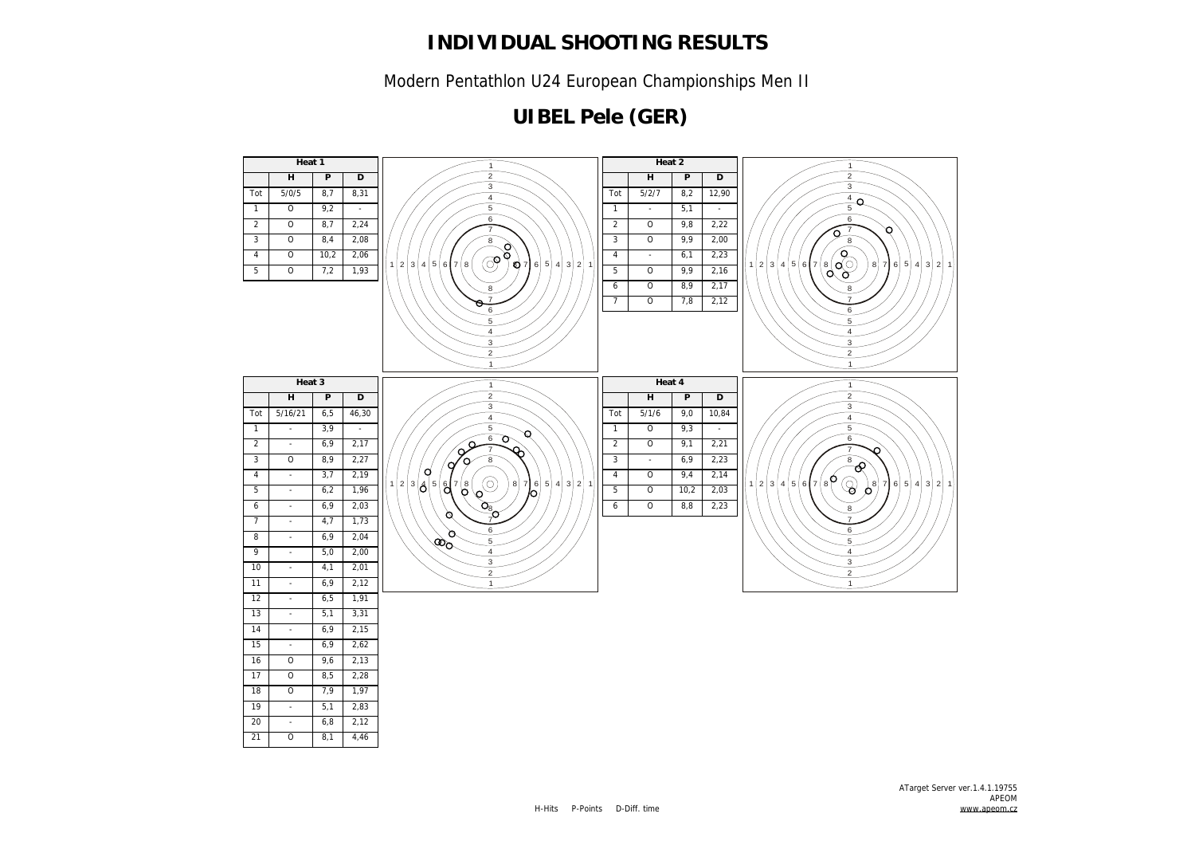# INDIVIDUAL SHOOTING RESULTS

Modern Pentathlon U24 European Championships Men II

## UIBEL Pele (GER)

| Heat 1 | | | |
|---|---|---|---|
| | H | P | D |
| Tot | 5/0/5 | 8,7 | 8,31 |
| 1 | O | 9,2 | - |
| 2 | O | 8,7 | 2,24 |
| 3 | O | 8,4 | 2,08 |
| 4 | O | 10,2 | 2,06 |
| 5 | O | 7,2 | 1,93 |

| Heat 2 | | | |
|---|---|---|---|
| | H | P | D |
| Tot | 5/2/7 | 8,2 | 12,90 |
| 1 | - | 5,1 | - |
| 2 | O | 9,8 | 2,22 |
| 3 | O | 9,9 | 2,00 |
| 4 | - | 6,1 | 2,23 |
| 5 | O | 9,9 | 2,16 |
| 6 | O | 8,9 | 2,17 |
| 7 | O | 7,8 | 2,12 |

| Heat 3 | | | |
|---|---|---|---|
| | H | P | D |
| Tot | 5/16/21 | 6,5 | 46,30 |
| 1 | - | 3,9 | - |
| 2 | - | 6,9 | 2,17 |
| 3 | O | 8,9 | 2,27 |
| 4 | - | 3,7 | 2,19 |
| 5 | - | 6,2 | 1,96 |
| 6 | - | 6,9 | 2,03 |
| 7 | - | 4,7 | 1,73 |
| 8 | - | 6,9 | 2,04 |
| 9 | - | 5,0 | 2,00 |
| 10 | - | 4,1 | 2,01 |
| 11 | - | 6,9 | 2,12 |
| 12 | - | 6,5 | 1,91 |
| 13 | - | 5,1 | 3,31 |
| 14 | - | 6,9 | 2,15 |
| 15 | - | 6,9 | 2,62 |
| 16 | O | 9,6 | 2,13 |
| 17 | O | 8,5 | 2,28 |
| 18 | O | 7,9 | 1,97 |
| 19 | - | 5,1 | 2,83 |
| 20 | - | 6,8 | 2,12 |
| 21 | O | 8,1 | 4,46 |

| Heat 4 | | | |
|---|---|---|---|
| | H | P | D |
| Tot | 5/1/6 | 9,0 | 10,84 |
| 1 | O | 9,3 | - |
| 2 | O | 9,1 | 2,21 |
| 3 | - | 6,9 | 2,23 |
| 4 | O | 9,4 | 2,14 |
| 5 | O | 10,2 | 2,03 |
| 6 | O | 8,8 | 2,23 |

H-Hits P-Points D-Diff. time

ATarget Server ver.1.4.1.19755
APEOM
www.apeom.cz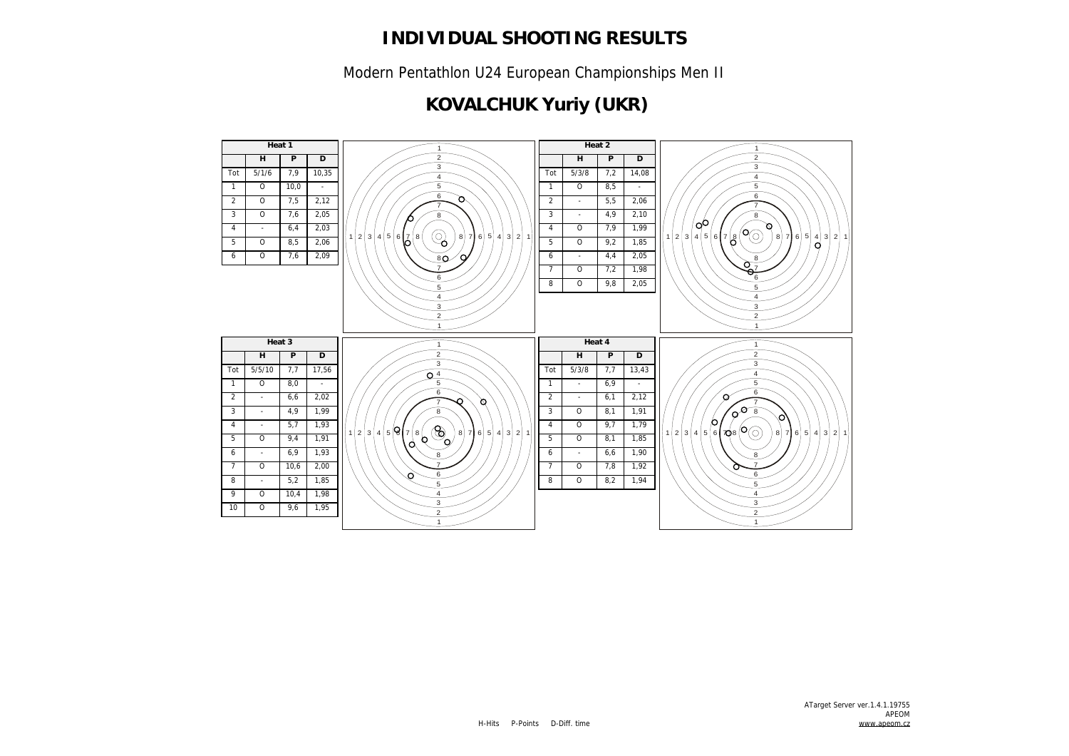# INDIVIDUAL SHOOTING RESULTS

Modern Pentathlon U24 European Championships Men II

## KOVALCHUK Yuriy (UKR)

**Heat 1**

| | H | P | D |
|---|---|---|---|
| Tot | 5/1/6 | 7,9 | 10,35 |
| 1 | O | 10,0 | - |
| 2 | O | 7,5 | 2,12 |
| 3 | O | 7,6 | 2,05 |
| 4 | - | 6,4 | 2,03 |
| 5 | O | 8,5 | 2,06 |
| 6 | O | 7,6 | 2,09 |

**Heat 2**

| | H | P | D |
|---|---|---|---|
| Tot | 5/3/8 | 7,2 | 14,08 |
| 1 | O | 8,5 | - |
| 2 | - | 5,5 | 2,06 |
| 3 | - | 4,9 | 2,10 |
| 4 | O | 7,9 | 1,99 |
| 5 | O | 9,2 | 1,85 |
| 6 | - | 4,4 | 2,05 |
| 7 | O | 7,2 | 1,98 |
| 8 | O | 9,8 | 2,05 |

**Heat 3**

| | H | P | D |
|---|---|---|---|
| Tot | 5/5/10 | 7,7 | 17,56 |
| 1 | O | 8,0 | - |
| 2 | - | 6,6 | 2,02 |
| 3 | - | 4,9 | 1,99 |
| 4 | - | 5,7 | 1,93 |
| 5 | O | 9,4 | 1,91 |
| 6 | - | 6,9 | 1,93 |
| 7 | O | 10,6 | 2,00 |
| 8 | - | 5,2 | 1,85 |
| 9 | O | 10,4 | 1,98 |
| 10 | O | 9,6 | 1,95 |

**Heat 4**

| | H | P | D |
|---|---|---|---|
| Tot | 5/3/8 | 7,7 | 13,43 |
| 1 | - | 6,9 | - |
| 2 | - | 6,1 | 2,12 |
| 3 | O | 8,1 | 1,91 |
| 4 | O | 9,7 | 1,79 |
| 5 | O | 8,1 | 1,85 |
| 6 | - | 6,6 | 1,90 |
| 7 | O | 7,8 | 1,92 |
| 8 | O | 8,2 | 1,94 |

H-Hits P-Points D-Diff. time

ATarget Server ver.1.4.1.19755
APEOM
www.apeom.cz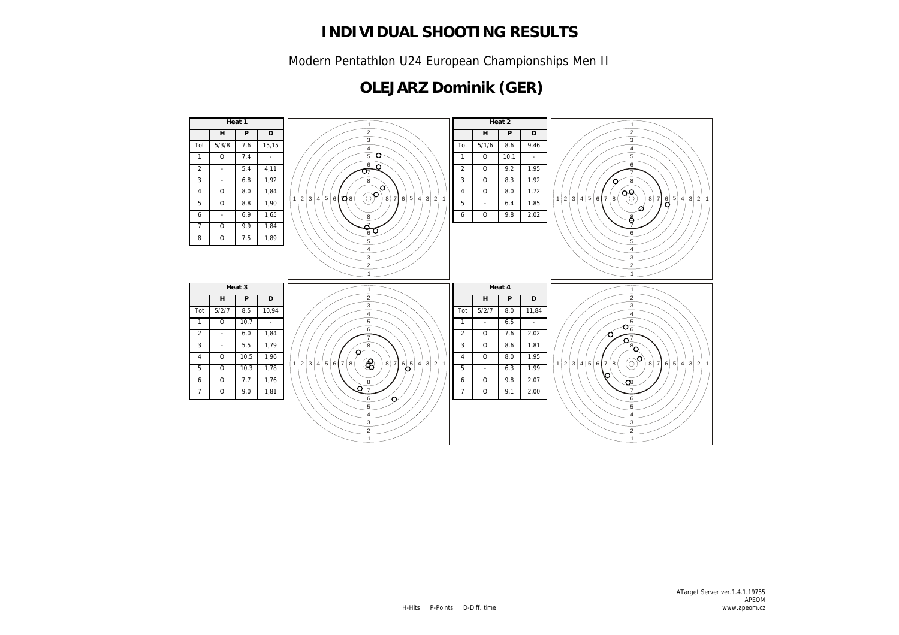# INDIVIDUAL SHOOTING RESULTS

Modern Pentathlon U24 European Championships Men II

## OLEJARZ Dominik (GER)

| Heat 1 | | | |
|---|---|---|---|
| | H | P | D |
| Tot | 5/3/8 | 7,6 | 15,15 |
| 1 | O | 7,4 | - |
| 2 | - | 5,4 | 4,11 |
| 3 | - | 6,8 | 1,92 |
| 4 | O | 8,0 | 1,84 |
| 5 | O | 8,8 | 1,90 |
| 6 | - | 6,9 | 1,65 |
| 7 | O | 9,9 | 1,84 |
| 8 | O | 7,5 | 1,89 |

| Heat 2 | | | |
|---|---|---|---|
| | H | P | D |
| Tot | 5/1/6 | 8,6 | 9,46 |
| 1 | O | 10,1 | - |
| 2 | O | 9,2 | 1,95 |
| 3 | O | 8,3 | 1,92 |
| 4 | O | 8,0 | 1,72 |
| 5 | - | 6,4 | 1,85 |
| 6 | O | 9,8 | 2,02 |

| Heat 3 | | | |
|---|---|---|---|
| | H | P | D |
| Tot | 5/2/7 | 8,5 | 10,94 |
| 1 | O | 10,7 | - |
| 2 | - | 6,0 | 1,84 |
| 3 | - | 5,5 | 1,79 |
| 4 | O | 10,5 | 1,96 |
| 5 | O | 10,3 | 1,78 |
| 6 | O | 7,7 | 1,76 |
| 7 | O | 9,0 | 1,81 |

| Heat 4 | | | |
|---|---|---|---|
| | H | P | D |
| Tot | 5/2/7 | 8,0 | 11,84 |
| 1 | - | 6,5 | - |
| 2 | O | 7,6 | 2,02 |
| 3 | O | 8,6 | 1,81 |
| 4 | O | 8,0 | 1,95 |
| 5 | - | 6,3 | 1,99 |
| 6 | O | 9,8 | 2,07 |
| 7 | O | 9,1 | 2,00 |

H-Hits P-Points D-Diff. time

ATarget Server ver.1.4.1.19755
APEOM
www.apeom.cz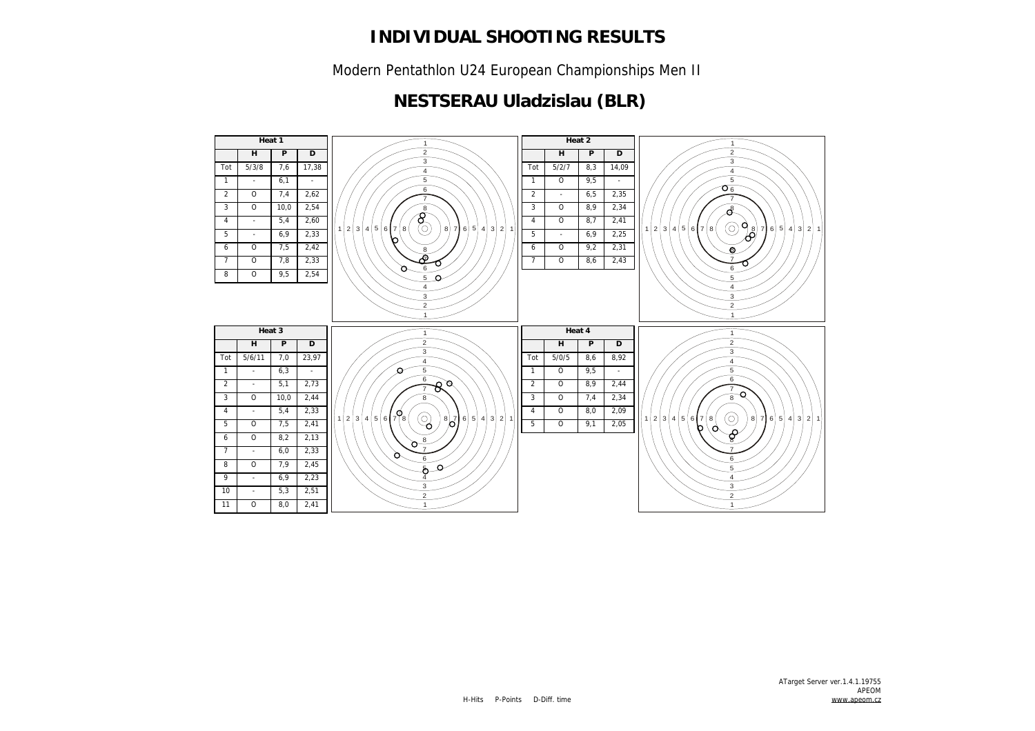# INDIVIDUAL SHOOTING RESULTS

Modern Pentathlon U24 European Championships Men II

## NESTSERAU Uladzislau (BLR)

| Heat 1 | | | |
|---|---|---|---|
| | H | P | D |
| Tot | 5/3/8 | 7,6 | 17,38 |
| 1 | - | 6,1 | - |
| 2 | O | 7,4 | 2,62 |
| 3 | O | 10,0 | 2,54 |
| 4 | - | 5,4 | 2,60 |
| 5 | - | 6,9 | 2,33 |
| 6 | O | 7,5 | 2,42 |
| 7 | O | 7,8 | 2,33 |
| 8 | O | 9,5 | 2,54 |

| Heat 2 | | | |
|---|---|---|---|
| | H | P | D |
| Tot | 5/2/7 | 8,3 | 14,09 |
| 1 | O | 9,5 | - |
| 2 | - | 6,5 | 2,35 |
| 3 | O | 8,9 | 2,34 |
| 4 | O | 8,7 | 2,41 |
| 5 | - | 6,9 | 2,25 |
| 6 | O | 9,2 | 2,31 |
| 7 | O | 8,6 | 2,43 |

| Heat 3 | | | |
|---|---|---|---|
| | H | P | D |
| Tot | 5/6/11 | 7,0 | 23,97 |
| 1 | - | 6,3 | - |
| 2 | - | 5,1 | 2,73 |
| 3 | O | 10,0 | 2,44 |
| 4 | - | 5,4 | 2,33 |
| 5 | O | 7,5 | 2,41 |
| 6 | O | 8,2 | 2,13 |
| 7 | - | 6,0 | 2,33 |
| 8 | O | 7,9 | 2,45 |
| 9 | - | 6,9 | 2,23 |
| 10 | - | 5,3 | 2,51 |
| 11 | O | 8,0 | 2,41 |

| Heat 4 | | | |
|---|---|---|---|
| | H | P | D |
| Tot | 5/0/5 | 8,6 | 8,92 |
| 1 | O | 9,5 | - |
| 2 | O | 8,9 | 2,44 |
| 3 | O | 7,4 | 2,34 |
| 4 | O | 8,0 | 2,09 |
| 5 | O | 9,1 | 2,05 |

H-Hits P-Points D-Diff. time

ATarget Server ver.1.4.1.19755
APEOM
www.apeom.cz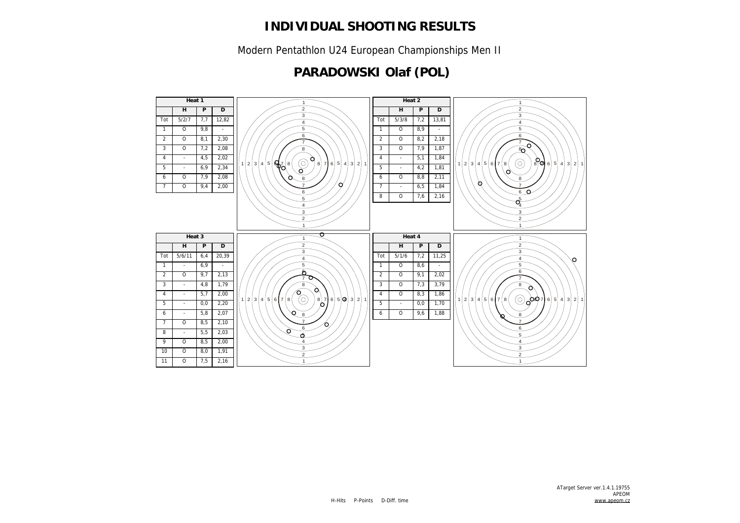# INDIVIDUAL SHOOTING RESULTS

Modern Pentathlon U24 European Championships Men II

## PARADOWSKI Olaf (POL)

**Heat 1**

| | H | P | D |
|---|---|---|---|
| Tot | 5/2/7 | 7,7 | 12,82 |
| 1 | O | 9,8 | - |
| 2 | O | 8,1 | 2,30 |
| 3 | O | 7,2 | 2,08 |
| 4 | - | 4,5 | 2,02 |
| 5 | - | 6,9 | 2,34 |
| 6 | O | 7,9 | 2,08 |
| 7 | O | 9,4 | 2,00 |

**Heat 2**

| | H | P | D |
|---|---|---|---|
| Tot | 5/3/8 | 7,2 | 13,81 |
| 1 | O | 8,9 | - |
| 2 | O | 8,2 | 2,18 |
| 3 | O | 7,9 | 1,87 |
| 4 | - | 5,1 | 1,84 |
| 5 | - | 4,2 | 1,81 |
| 6 | O | 8,8 | 2,11 |
| 7 | - | 6,5 | 1,84 |
| 8 | O | 7,6 | 2,16 |

**Heat 3**

| | H | P | D |
|---|---|---|---|
| Tot | 5/6/11 | 6,4 | 20,39 |
| 1 | - | 6,9 | - |
| 2 | O | 9,7 | 2,13 |
| 3 | - | 4,8 | 1,79 |
| 4 | - | 5,7 | 2,00 |
| 5 | - | 0,0 | 2,20 |
| 6 | - | 5,8 | 2,07 |
| 7 | O | 8,5 | 2,10 |
| 8 | - | 5,5 | 2,03 |
| 9 | O | 8,5 | 2,00 |
| 10 | O | 8,0 | 1,91 |
| 11 | O | 7,5 | 2,16 |

**Heat 4**

| | H | P | D |
|---|---|---|---|
| Tot | 5/1/6 | 7,2 | 11,25 |
| 1 | O | 8,6 | - |
| 2 | O | 9,1 | 2,02 |
| 3 | O | 7,3 | 3,79 |
| 4 | O | 8,3 | 1,86 |
| 5 | - | 0,0 | 1,70 |
| 6 | O | 9,6 | 1,88 |

H-Hits P-Points D-Diff. time

ATarget Server ver.1.4.1.19755
APEOM
www.apeom.cz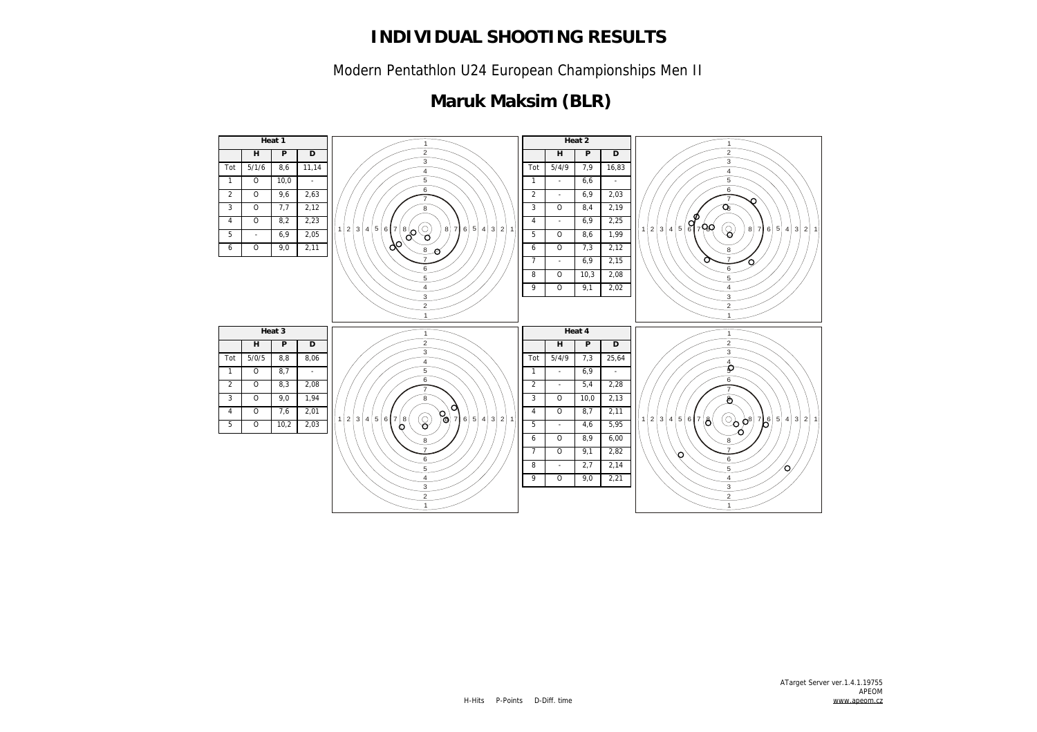# INDIVIDUAL SHOOTING RESULTS

Modern Pentathlon U24 European Championships Men II

## Maruk Maksim (BLR)

| Heat 1 | | | |
|---|---|---|---|
| | H | P | D |
| Tot | 5/1/6 | 8,6 | 11,14 |
| 1 | O | 10,0 | - |
| 2 | O | 9,6 | 2,63 |
| 3 | O | 7,7 | 2,12 |
| 4 | O | 8,2 | 2,23 |
| 5 | - | 6,9 | 2,05 |
| 6 | O | 9,0 | 2,11 |

| Heat 2 | | | |
|---|---|---|---|
| | H | P | D |
| Tot | 5/4/9 | 7,9 | 16,83 |
| 1 | - | 6,6 | - |
| 2 | - | 6,9 | 2,03 |
| 3 | O | 8,4 | 2,19 |
| 4 | - | 6,9 | 2,25 |
| 5 | O | 8,6 | 1,99 |
| 6 | O | 7,3 | 2,12 |
| 7 | - | 6,9 | 2,15 |
| 8 | O | 10,3 | 2,08 |
| 9 | O | 9,1 | 2,02 |

| Heat 3 | | | |
|---|---|---|---|
| | H | P | D |
| Tot | 5/0/5 | 8,8 | 8,06 |
| 1 | O | 8,7 | - |
| 2 | O | 8,3 | 2,08 |
| 3 | O | 9,0 | 1,94 |
| 4 | O | 7,6 | 2,01 |
| 5 | O | 10,2 | 2,03 |

| Heat 4 | | | |
|---|---|---|---|
| | H | P | D |
| Tot | 5/4/9 | 7,3 | 25,64 |
| 1 | - | 6,9 | - |
| 2 | - | 5,4 | 2,28 |
| 3 | O | 10,0 | 2,13 |
| 4 | O | 8,7 | 2,11 |
| 5 | - | 4,6 | 5,95 |
| 6 | O | 8,9 | 6,00 |
| 7 | O | 9,1 | 2,82 |
| 8 | - | 2,7 | 2,14 |
| 9 | O | 9,0 | 2,21 |

H-Hits P-Points D-Diff. time

ATarget Server ver.1.4.1.19755
APEOM
www.apeom.cz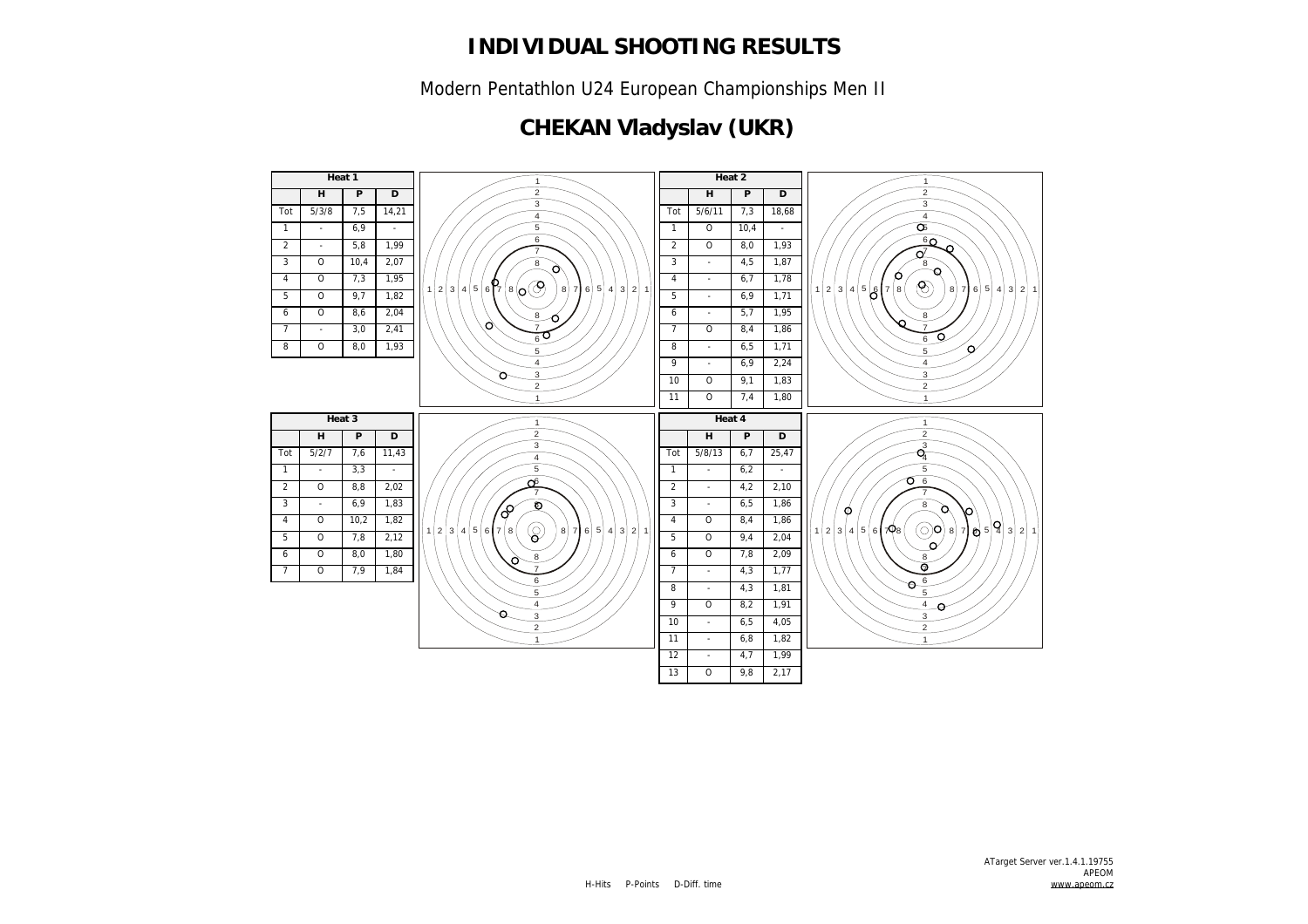# INDIVIDUAL SHOOTING RESULTS

Modern Pentathlon U24 European Championships Men II

## CHEKAN Vladyslav (UKR)

| Heat 1 | | | |
|---|---|---|---|
| | H | P | D |
| Tot | 5/3/8 | 7,5 | 14,21 |
| 1 | - | 6,9 | - |
| 2 | - | 5,8 | 1,99 |
| 3 | O | 10,4 | 2,07 |
| 4 | O | 7,3 | 1,95 |
| 5 | O | 9,7 | 1,82 |
| 6 | O | 8,6 | 2,04 |
| 7 | - | 3,0 | 2,41 |
| 8 | O | 8,0 | 1,93 |

| Heat 2 | | | |
|---|---|---|---|
| | H | P | D |
| Tot | 5/6/11 | 7,3 | 18,68 |
| 1 | O | 10,4 | - |
| 2 | O | 8,0 | 1,93 |
| 3 | - | 4,5 | 1,87 |
| 4 | - | 6,7 | 1,78 |
| 5 | - | 6,9 | 1,71 |
| 6 | - | 5,7 | 1,95 |
| 7 | O | 8,4 | 1,86 |
| 8 | - | 6,5 | 1,71 |
| 9 | - | 6,9 | 2,24 |
| 10 | O | 9,1 | 1,83 |
| 11 | O | 7,4 | 1,80 |

| Heat 3 | | | |
|---|---|---|---|
| | H | P | D |
| Tot | 5/2/7 | 7,6 | 11,43 |
| 1 | - | 3,3 | - |
| 2 | O | 8,8 | 2,02 |
| 3 | - | 6,9 | 1,83 |
| 4 | O | 10,2 | 1,82 |
| 5 | O | 7,8 | 2,12 |
| 6 | O | 8,0 | 1,80 |
| 7 | O | 7,9 | 1,84 |

| Heat 4 | | | |
|---|---|---|---|
| | H | P | D |
| Tot | 5/8/13 | 6,7 | 25,47 |
| 1 | - | 6,2 | - |
| 2 | - | 4,2 | 2,10 |
| 3 | - | 6,5 | 1,86 |
| 4 | O | 8,4 | 1,86 |
| 5 | O | 9,4 | 2,04 |
| 6 | O | 7,8 | 2,09 |
| 7 | - | 4,3 | 1,77 |
| 8 | - | 4,3 | 1,81 |
| 9 | O | 8,2 | 1,91 |
| 10 | - | 6,5 | 4,05 |
| 11 | - | 6,8 | 1,82 |
| 12 | - | 4,7 | 1,99 |
| 13 | O | 9,8 | 2,17 |

H-Hits P-Points D-Diff. time

ATarget Server ver.1.4.1.19755
APEOM
www.apeom.cz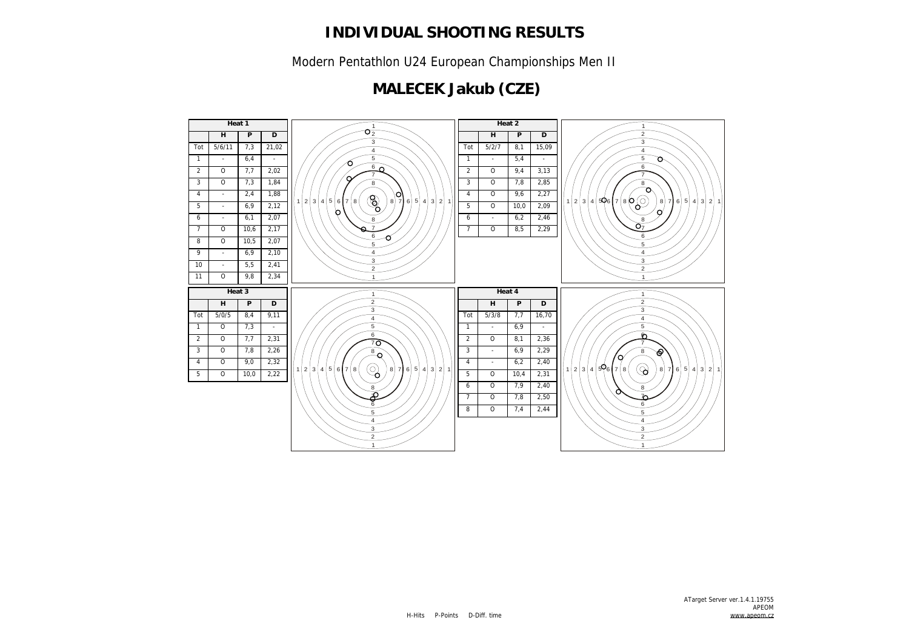# INDIVIDUAL SHOOTING RESULTS

Modern Pentathlon U24 European Championships Men II

## MALECEK Jakub (CZE)

**Heat 1**

| | H | P | D |
|---|---|---|---|
| Tot | 5/6/11 | 7,3 | 21,02 |
| 1 | - | 6,4 | - |
| 2 | O | 7,7 | 2,02 |
| 3 | O | 7,3 | 1,84 |
| 4 | - | 2,4 | 1,88 |
| 5 | - | 6,9 | 2,12 |
| 6 | - | 6,1 | 2,07 |
| 7 | O | 10,6 | 2,17 |
| 8 | O | 10,5 | 2,07 |
| 9 | - | 6,9 | 2,10 |
| 10 | - | 5,5 | 2,41 |
| 11 | O | 9,8 | 2,34 |

**Heat 2**

| | H | P | D |
|---|---|---|---|
| Tot | 5/2/7 | 8,1 | 15,09 |
| 1 | - | 5,4 | - |
| 2 | O | 9,4 | 3,13 |
| 3 | O | 7,8 | 2,85 |
| 4 | O | 9,6 | 2,27 |
| 5 | O | 10,0 | 2,09 |
| 6 | - | 6,2 | 2,46 |
| 7 | O | 8,5 | 2,29 |

**Heat 3**

| | H | P | D |
|---|---|---|---|
| Tot | 5/0/5 | 8,4 | 9,11 |
| 1 | O | 7,3 | - |
| 2 | O | 7,7 | 2,31 |
| 3 | O | 7,8 | 2,26 |
| 4 | O | 9,0 | 2,32 |
| 5 | O | 10,0 | 2,22 |

**Heat 4**

| | H | P | D |
|---|---|---|---|
| Tot | 5/3/8 | 7,7 | 16,70 |
| 1 | - | 6,9 | - |
| 2 | O | 8,1 | 2,36 |
| 3 | - | 6,9 | 2,29 |
| 4 | - | 6,2 | 2,40 |
| 5 | O | 10,4 | 2,31 |
| 6 | O | 7,9 | 2,40 |
| 7 | O | 7,8 | 2,50 |
| 8 | O | 7,4 | 2,44 |

H-Hits P-Points D-Diff. time

ATarget Server ver.1.4.1.19755
APEOM
www.apeom.cz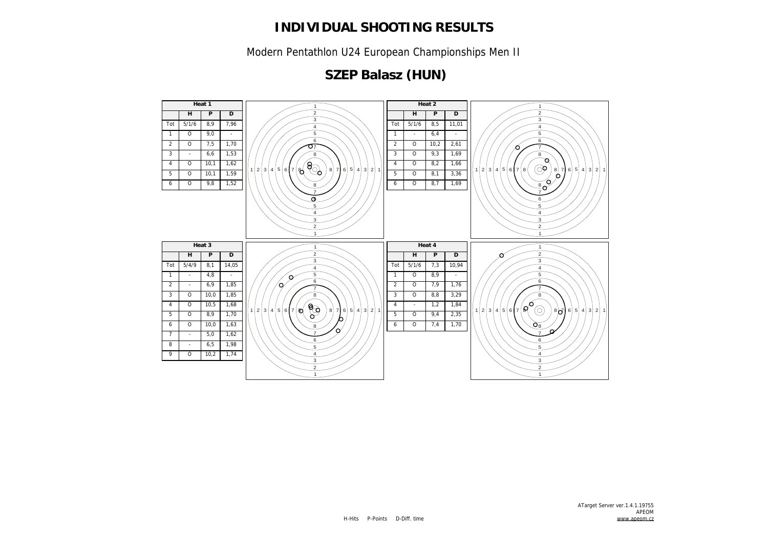# INDIVIDUAL SHOOTING RESULTS

Modern Pentathlon U24 European Championships Men II

## SZEP Balasz (HUN)

| Heat 1 | | | |
|---|---|---|---|
| | H | P | D |
| Tot | 5/1/6 | 8,9 | 7,96 |
| 1 | O | 9,0 | - |
| 2 | O | 7,5 | 1,70 |
| 3 | - | 6,6 | 1,53 |
| 4 | O | 10,1 | 1,62 |
| 5 | O | 10,1 | 1,59 |
| 6 | O | 9,8 | 1,52 |

| Heat 2 | | | |
|---|---|---|---|
| | H | P | D |
| Tot | 5/1/6 | 8,5 | 11,01 |
| 1 | - | 6,4 | - |
| 2 | O | 10,2 | 2,61 |
| 3 | O | 9,3 | 1,69 |
| 4 | O | 8,2 | 1,66 |
| 5 | O | 8,1 | 3,36 |
| 6 | O | 8,7 | 1,69 |

| Heat 3 | | | |
|---|---|---|---|
| | H | P | D |
| Tot | 5/4/9 | 8,1 | 14,05 |
| 1 | - | 4,8 | - |
| 2 | - | 6,9 | 1,85 |
| 3 | O | 10,0 | 1,85 |
| 4 | O | 10,5 | 1,68 |
| 5 | O | 8,9 | 1,70 |
| 6 | O | 10,0 | 1,63 |
| 7 | - | 5,0 | 1,62 |
| 8 | - | 6,5 | 1,98 |
| 9 | O | 10,2 | 1,74 |

| Heat 4 | | | |
|---|---|---|---|
| | H | P | D |
| Tot | 5/1/6 | 7,3 | 10,94 |
| 1 | O | 8,9 | - |
| 2 | O | 7,9 | 1,76 |
| 3 | O | 8,8 | 3,29 |
| 4 | - | 1,2 | 1,84 |
| 5 | O | 9,4 | 2,35 |
| 6 | O | 7,4 | 1,70 |

H-Hits P-Points D-Diff. time

ATarget Server ver.1.4.1.19755
APEOM
www.apeom.cz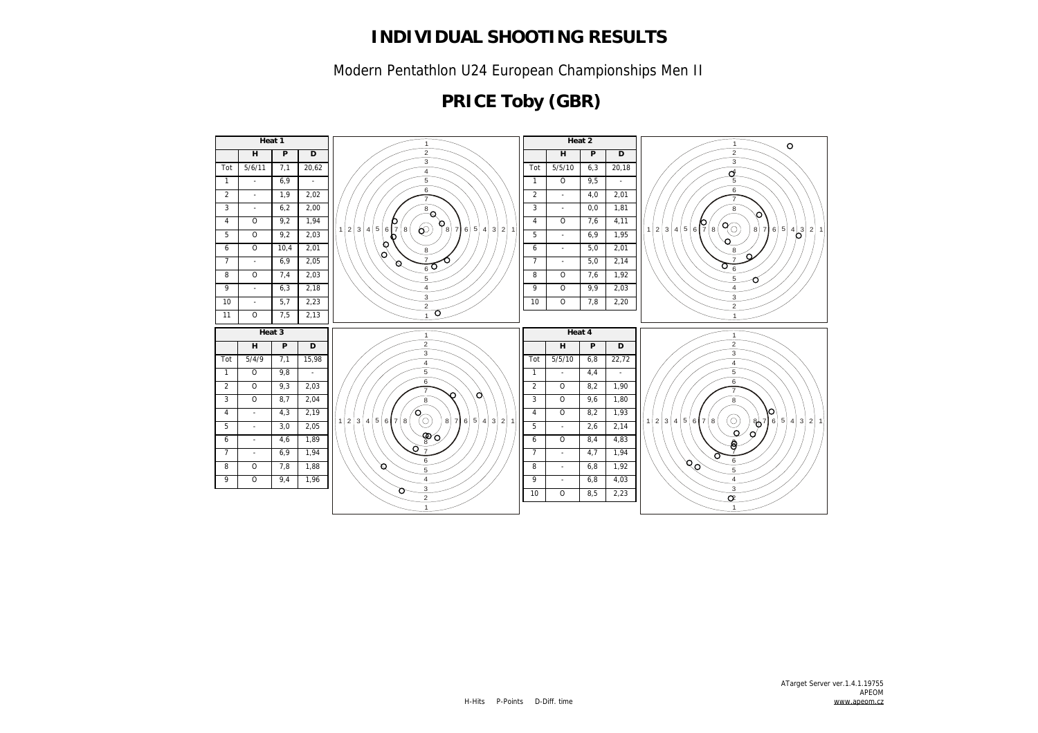# INDIVIDUAL SHOOTING RESULTS

Modern Pentathlon U24 European Championships Men II

## PRICE Toby (GBR)

**Heat 1**

| | H | P | D |
|---|---|---|---|
| Tot | 5/6/11 | 7,1 | 20,62 |
| 1 | - | 6,9 | - |
| 2 | - | 1,9 | 2,02 |
| 3 | - | 6,2 | 2,00 |
| 4 | O | 9,2 | 1,94 |
| 5 | O | 9,2 | 2,03 |
| 6 | O | 10,4 | 2,01 |
| 7 | - | 6,9 | 2,05 |
| 8 | O | 7,4 | 2,03 |
| 9 | - | 6,3 | 2,18 |
| 10 | - | 5,7 | 2,23 |
| 11 | O | 7,5 | 2,13 |

**Heat 2**

| | H | P | D |
|---|---|---|---|
| Tot | 5/5/10 | 6,3 | 20,18 |
| 1 | O | 9,5 | - |
| 2 | - | 4,0 | 2,01 |
| 3 | - | 0,0 | 1,81 |
| 4 | O | 7,6 | 4,11 |
| 5 | - | 6,9 | 1,95 |
| 6 | - | 5,0 | 2,01 |
| 7 | - | 5,0 | 2,14 |
| 8 | O | 7,6 | 1,92 |
| 9 | O | 9,9 | 2,03 |
| 10 | O | 7,8 | 2,20 |

**Heat 3**

| | H | P | D |
|---|---|---|---|
| Tot | 5/4/9 | 7,1 | 15,98 |
| 1 | O | 9,8 | - |
| 2 | O | 9,3 | 2,03 |
| 3 | O | 8,7 | 2,04 |
| 4 | - | 4,3 | 2,19 |
| 5 | - | 3,0 | 2,05 |
| 6 | - | 4,6 | 1,89 |
| 7 | - | 6,9 | 1,94 |
| 8 | O | 7,8 | 1,88 |
| 9 | O | 9,4 | 1,96 |

**Heat 4**

| | H | P | D |
|---|---|---|---|
| Tot | 5/5/10 | 6,8 | 22,72 |
| 1 | - | 4,4 | - |
| 2 | O | 8,2 | 1,90 |
| 3 | O | 9,6 | 1,80 |
| 4 | O | 8,2 | 1,93 |
| 5 | - | 2,6 | 2,14 |
| 6 | O | 8,4 | 4,83 |
| 7 | - | 4,7 | 1,94 |
| 8 | - | 6,8 | 1,92 |
| 9 | - | 6,8 | 4,03 |
| 10 | O | 8,5 | 2,23 |

H-Hits P-Points D-Diff. time

ATarget Server ver.1.4.1.19755
APEOM
www.apeom.cz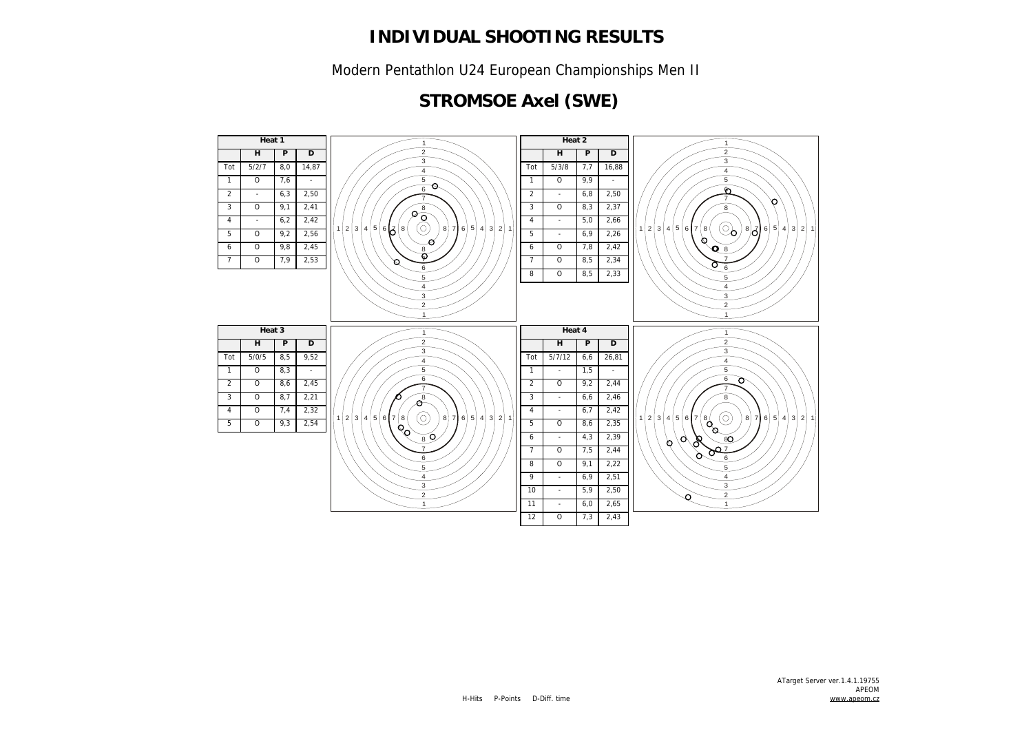# INDIVIDUAL SHOOTING RESULTS

Modern Pentathlon U24 European Championships Men II

## STROMSOE Axel (SWE)

**Heat 1**

| | H | P | D |
|---|---|---|---|
| Tot | 5/2/7 | 8,0 | 14,87 |
| 1 | O | 7,6 | - |
| 2 | - | 6,3 | 2,50 |
| 3 | O | 9,1 | 2,41 |
| 4 | - | 6,2 | 2,42 |
| 5 | O | 9,2 | 2,56 |
| 6 | O | 9,8 | 2,45 |
| 7 | O | 7,9 | 2,53 |

**Heat 2**

| | H | P | D |
|---|---|---|---|
| Tot | 5/3/8 | 7,7 | 16,88 |
| 1 | O | 9,9 | - |
| 2 | - | 6,8 | 2,50 |
| 3 | O | 8,3 | 2,37 |
| 4 | - | 5,0 | 2,66 |
| 5 | - | 6,9 | 2,26 |
| 6 | O | 7,8 | 2,42 |
| 7 | O | 8,5 | 2,34 |
| 8 | O | 8,5 | 2,33 |

**Heat 3**

| | H | P | D |
|---|---|---|---|
| Tot | 5/0/5 | 8,5 | 9,52 |
| 1 | O | 8,3 | - |
| 2 | O | 8,6 | 2,45 |
| 3 | O | 8,7 | 2,21 |
| 4 | O | 7,4 | 2,32 |
| 5 | O | 9,3 | 2,54 |

**Heat 4**

| | H | P | D |
|---|---|---|---|
| Tot | 5/7/12 | 6,6 | 26,81 |
| 1 | - | 1,5 | - |
| 2 | O | 9,2 | 2,44 |
| 3 | - | 6,6 | 2,46 |
| 4 | - | 6,7 | 2,42 |
| 5 | O | 8,6 | 2,35 |
| 6 | - | 4,3 | 2,39 |
| 7 | O | 7,5 | 2,44 |
| 8 | O | 9,1 | 2,22 |
| 9 | - | 6,9 | 2,51 |
| 10 | - | 5,9 | 2,50 |
| 11 | - | 6,0 | 2,65 |
| 12 | O | 7,3 | 2,43 |

H-Hits P-Points D-Diff. time

ATarget Server ver.1.4.1.19755
APEOM
www.apeom.cz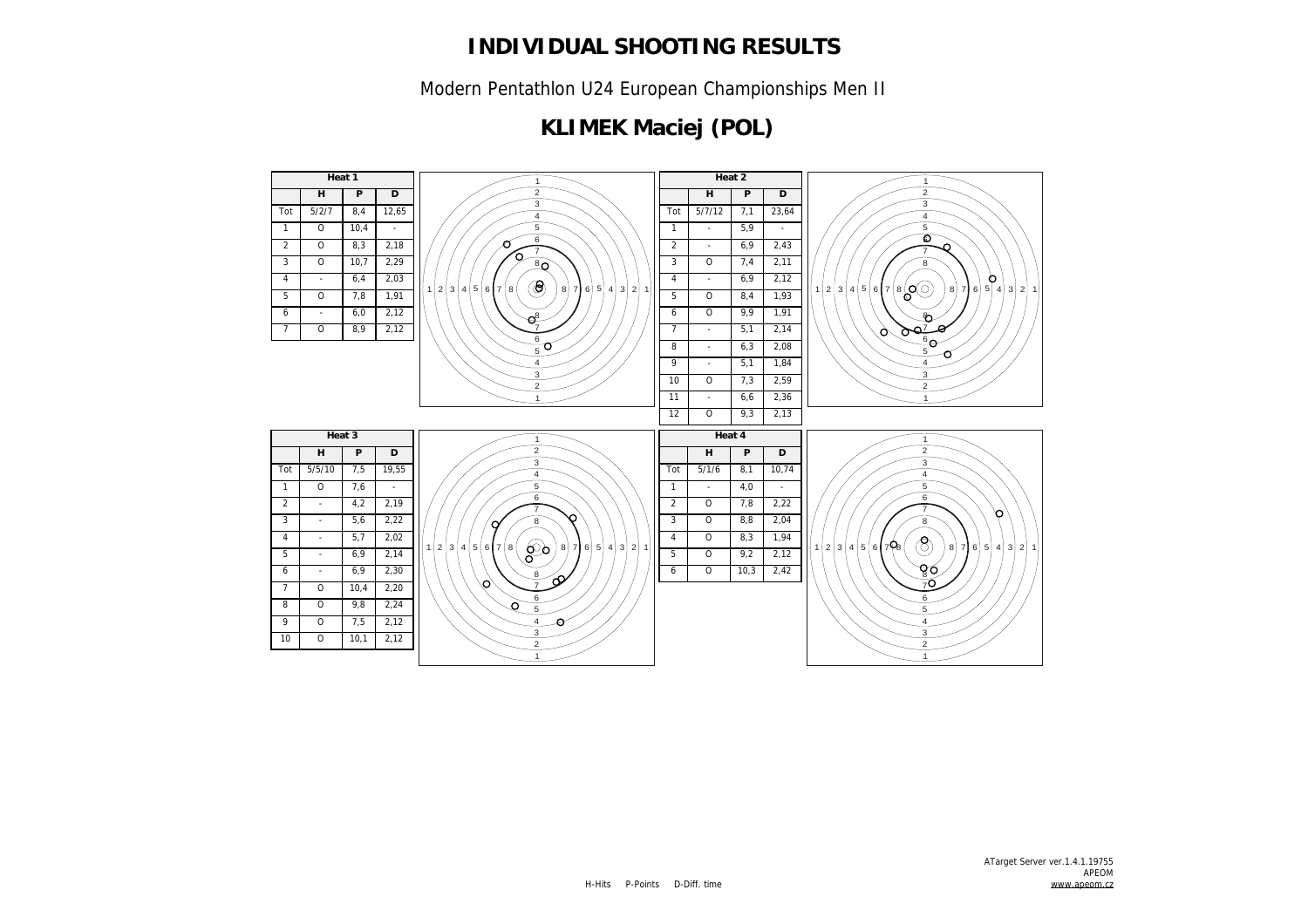# INDIVIDUAL SHOOTING RESULTS

Modern Pentathlon U24 European Championships Men II

## KLIMEK Maciej (POL)

| Heat 1 | | | |
|---|---|---|---|
| | H | P | D |
| Tot | 5/2/7 | 8,4 | 12,65 |
| 1 | O | 10,4 | - |
| 2 | O | 8,3 | 2,18 |
| 3 | O | 10,7 | 2,29 |
| 4 | - | 6,4 | 2,03 |
| 5 | O | 7,8 | 1,91 |
| 6 | - | 6,0 | 2,12 |
| 7 | O | 8,9 | 2,12 |

| Heat 2 | | | |
|---|---|---|---|
| | H | P | D |
| Tot | 5/7/12 | 7,1 | 23,64 |
| 1 | - | 5,9 | - |
| 2 | - | 6,9 | 2,43 |
| 3 | O | 7,4 | 2,11 |
| 4 | - | 6,9 | 2,12 |
| 5 | O | 8,4 | 1,93 |
| 6 | O | 9,9 | 1,91 |
| 7 | - | 5,1 | 2,14 |
| 8 | - | 6,3 | 2,08 |
| 9 | - | 5,1 | 1,84 |
| 10 | O | 7,3 | 2,59 |
| 11 | - | 6,6 | 2,36 |
| 12 | O | 9,3 | 2,13 |

| Heat 3 | | | |
|---|---|---|---|
| | H | P | D |
| Tot | 5/5/10 | 7,5 | 19,55 |
| 1 | O | 7,6 | - |
| 2 | - | 4,2 | 2,19 |
| 3 | - | 5,6 | 2,22 |
| 4 | - | 5,7 | 2,02 |
| 5 | - | 6,9 | 2,14 |
| 6 | - | 6,9 | 2,30 |
| 7 | O | 10,4 | 2,20 |
| 8 | O | 9,8 | 2,24 |
| 9 | O | 7,5 | 2,12 |
| 10 | O | 10,1 | 2,12 |

| Heat 4 | | | |
|---|---|---|---|
| | H | P | D |
| Tot | 5/1/6 | 8,1 | 10,74 |
| 1 | - | 4,0 | - |
| 2 | O | 7,8 | 2,22 |
| 3 | O | 8,8 | 2,04 |
| 4 | O | 8,3 | 1,94 |
| 5 | O | 9,2 | 2,12 |
| 6 | O | 10,3 | 2,42 |

H-Hits P-Points D-Diff. time

ATarget Server ver.1.4.1.19755
APEOM
www.apeom.cz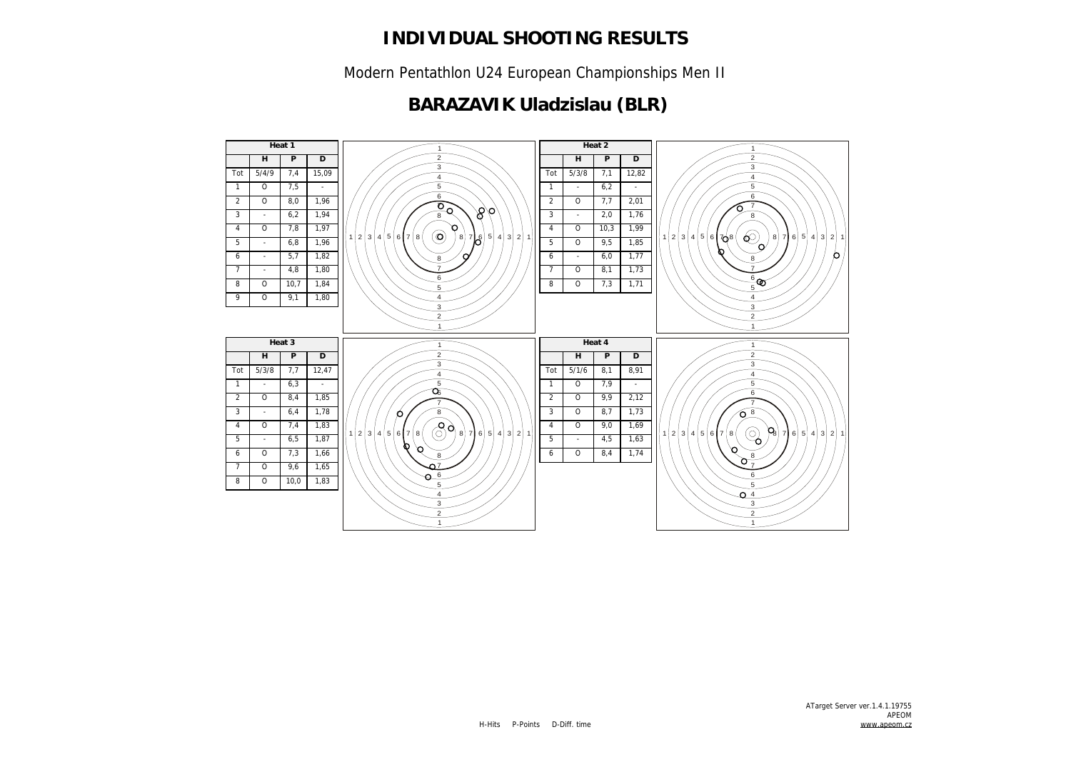# INDIVIDUAL SHOOTING RESULTS

Modern Pentathlon U24 European Championships Men II

## BARAZAVIK Uladzislau (BLR)

**Heat 1**

| | H | P | D |
|---|---|---|---|
| Tot | 5/4/9 | 7,4 | 15,09 |
| 1 | O | 7,5 | - |
| 2 | O | 8,0 | 1,96 |
| 3 | - | 6,2 | 1,94 |
| 4 | O | 7,8 | 1,97 |
| 5 | - | 6,8 | 1,96 |
| 6 | - | 5,7 | 1,82 |
| 7 | - | 4,8 | 1,80 |
| 8 | O | 10,7 | 1,84 |
| 9 | O | 9,1 | 1,80 |

**Heat 2**

| | H | P | D |
|---|---|---|---|
| Tot | 5/3/8 | 7,1 | 12,82 |
| 1 | - | 6,2 | - |
| 2 | O | 7,7 | 2,01 |
| 3 | - | 2,0 | 1,76 |
| 4 | O | 10,3 | 1,99 |
| 5 | O | 9,5 | 1,85 |
| 6 | - | 6,0 | 1,77 |
| 7 | O | 8,1 | 1,73 |
| 8 | O | 7,3 | 1,71 |

**Heat 3**

| | H | P | D |
|---|---|---|---|
| Tot | 5/3/8 | 7,7 | 12,47 |
| 1 | - | 6,3 | - |
| 2 | O | 8,4 | 1,85 |
| 3 | - | 6,4 | 1,78 |
| 4 | O | 7,4 | 1,83 |
| 5 | - | 6,5 | 1,87 |
| 6 | O | 7,3 | 1,66 |
| 7 | O | 9,6 | 1,65 |
| 8 | O | 10,0 | 1,83 |

**Heat 4**

| | H | P | D |
|---|---|---|---|
| Tot | 5/1/6 | 8,1 | 8,91 |
| 1 | O | 7,9 | - |
| 2 | O | 9,9 | 2,12 |
| 3 | O | 8,7 | 1,73 |
| 4 | O | 9,0 | 1,69 |
| 5 | - | 4,5 | 1,63 |
| 6 | O | 8,4 | 1,74 |

H-Hits P-Points D-Diff. time

ATarget Server ver.1.4.1.19755
APEOM
www.apeom.cz